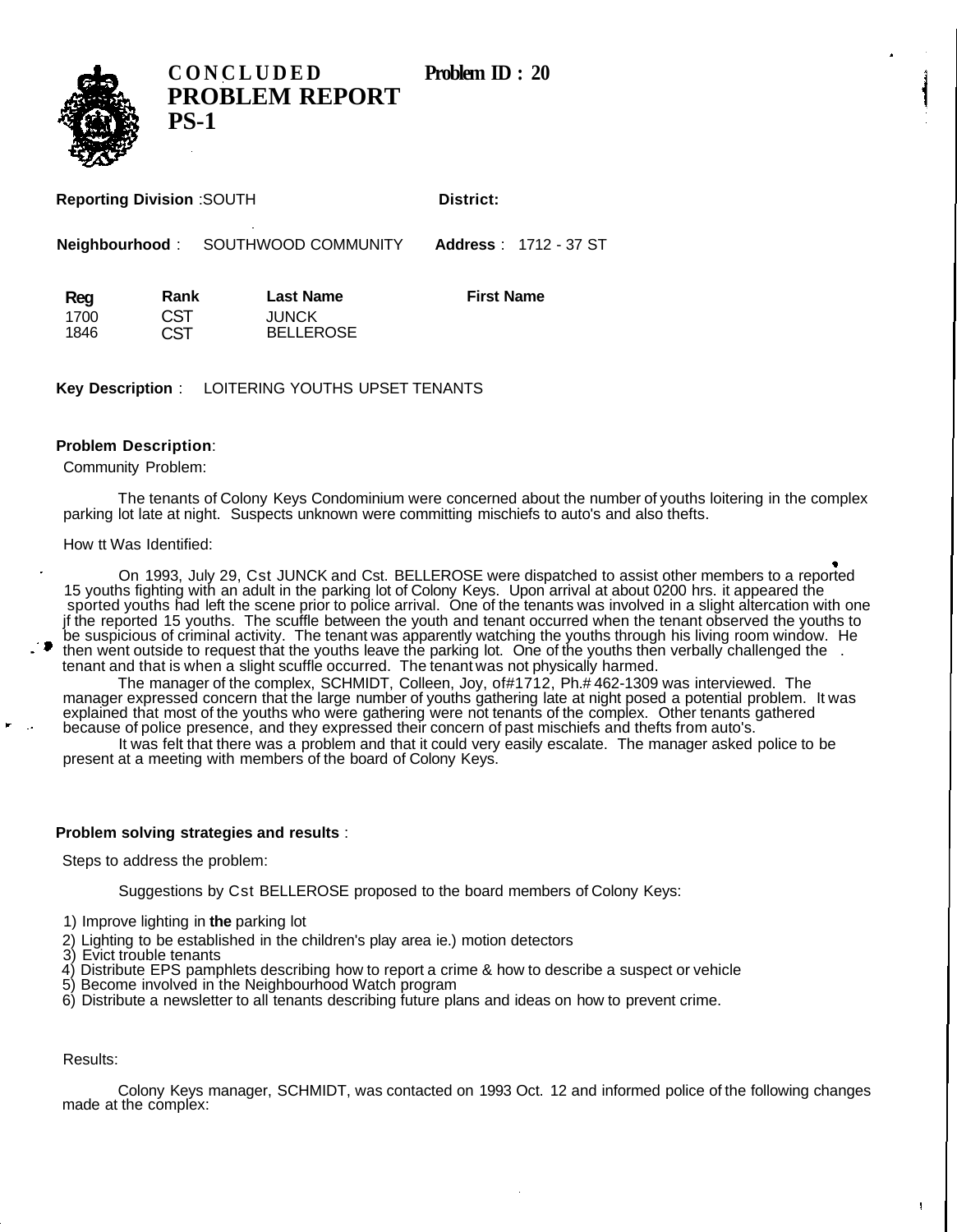# CONCLUDED PROBLEM REPORT PS-1

**Problem ID : 20**

**Reporting Division** :SOUTH **District:**

**Neighbourhood** : SOUTHWOOD COMMUNITY **Address** : 1712 - 37 ST

| Reg | Rank | Last Name | First Name |
|---|---|---|---|
| 1700 | CST | JUNCK | |
| 1846 | CST | BELLEROSE | |

**Key Description** : LOITERING YOUTHS UPSET TENANTS

**Problem Description**:

Community Problem:

The tenants of Colony Keys Condominium were concerned about the number of youths loitering in the complex parking lot late at night. Suspects unknown were committing mischiefs to auto's and also thefts.

How tt Was Identified:

On 1993, July 29, Cst JUNCK and Cst. BELLEROSE were dispatched to assist other members to a reported 15 youths fighting with an adult in the parking lot of Colony Keys. Upon arrival at about 0200 hrs. it appeared the sported youths had left the scene prior to police arrival. One of the tenants was involved in a slight altercation with one jf the reported 15 youths. The scuffle between the youth and tenant occurred when the tenant observed the youths to be suspicious of criminal activity. The tenant was apparently watching the youths through his living room window. He then went outside to request that the youths leave the parking lot. One of the youths then verbally challenged the tenant and that is when a slight scuffle occurred. The tenant was not physically harmed.

The manager of the complex, SCHMIDT, Colleen, Joy, of#1712, Ph.# 462-1309 was interviewed. The manager expressed concern that the large number of youths gathering late at night posed a potential problem. It was explained that most of the youths who were gathering were not tenants of the complex. Other tenants gathered because of police presence, and they expressed their concern of past mischiefs and thefts from auto's.

It was felt that there was a problem and that it could very easily escalate. The manager asked police to be present at a meeting with members of the board of Colony Keys.

**Problem solving strategies and results** :

Steps to address the problem:

Suggestions by Cst BELLEROSE proposed to the board members of Colony Keys:

1) Improve lighting in **the** parking lot
2) Lighting to be established in the children's play area ie.) motion detectors
3) Evict trouble tenants
4) Distribute EPS pamphlets describing how to report a crime & how to describe a suspect or vehicle
5) Become involved in the Neighbourhood Watch program
6) Distribute a newsletter to all tenants describing future plans and ideas on how to prevent crime.

Results:

Colony Keys manager, SCHMIDT, was contacted on 1993 Oct. 12 and informed police of the following changes made at the complex: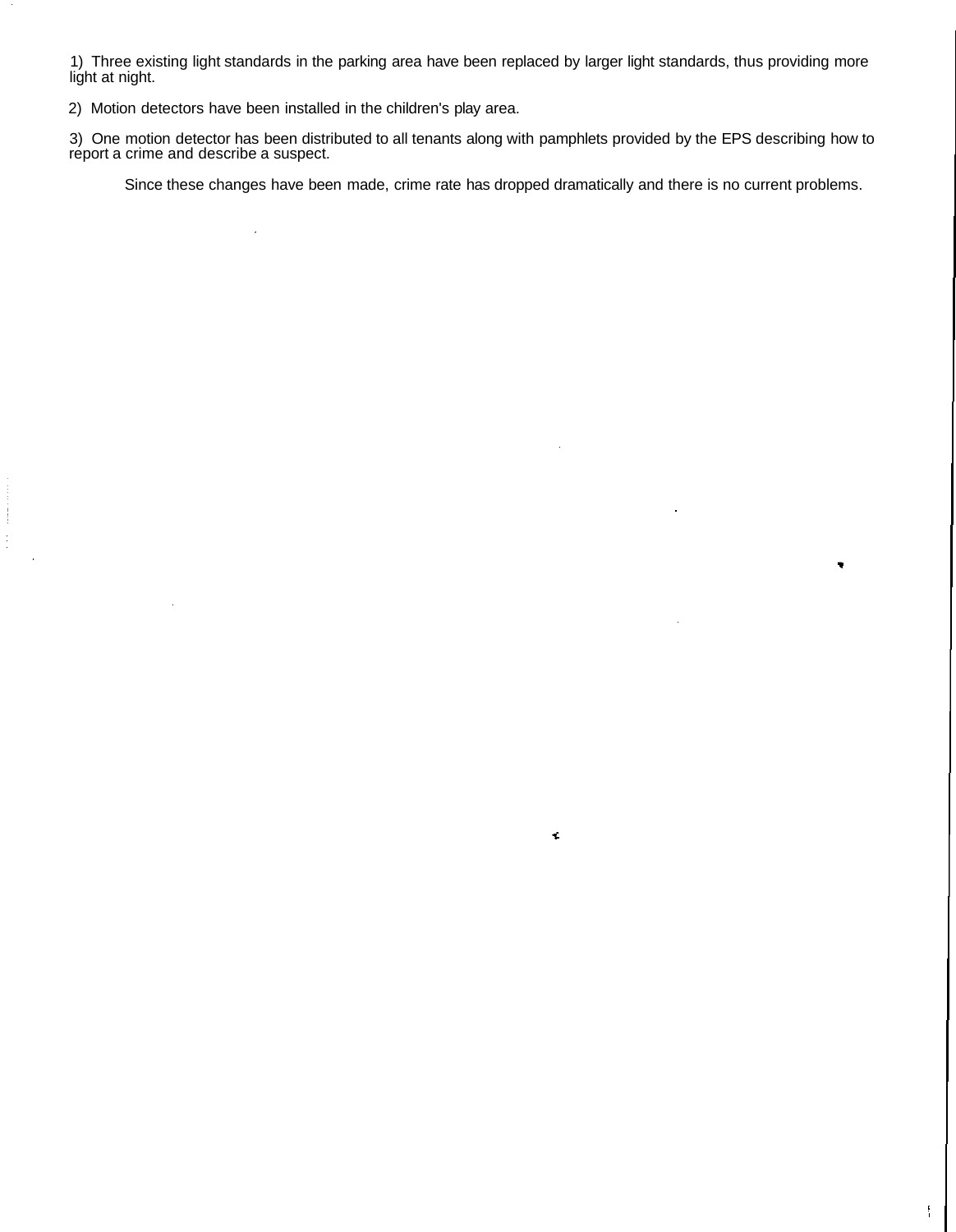1) Three existing light standards in the parking area have been replaced by larger light standards, thus providing more light at night.

2) Motion detectors have been installed in the children's play area.

3) One motion detector has been distributed to all tenants along with pamphlets provided by the EPS describing how to report a crime and describe a suspect.

Since these changes have been made, crime rate has dropped dramatically and there is no current problems.